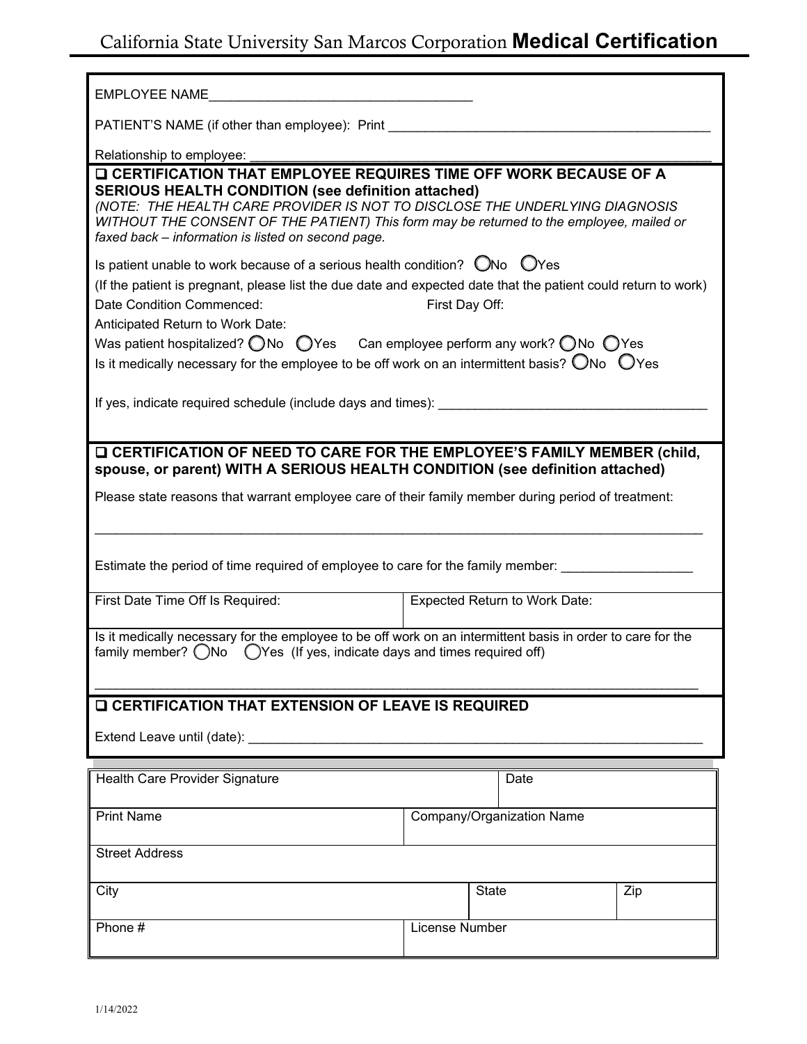# California State University San Marcos Corporation **Medical Certification**

EMPLOYEE NAME_____________________________________

PATIENT'S NAME (if other than employee): Print _____________________________________________

Relationship to employee: _____________________________________________________________

## ❑ CERTIFICATION THAT EMPLOYEE REQUIRES TIME OFF WORK BECAUSE OF A SERIOUS HEALTH CONDITION (see definition attached)

*(NOTE: THE HEALTH CARE PROVIDER IS NOT TO DISCLOSE THE UNDERLYING DIAGNOSIS WITHOUT THE CONSENT OF THE PATIENT) This form may be returned to the employee, mailed or faxed back – information is listed on second page.*

Is patient unable to work because of a serious health condition? ◯No ◯Yes

(If the patient is pregnant, please list the due date and expected date that the patient could return to work)

Date Condition Commenced: First Day Off:

Anticipated Return to Work Date:

Was patient hospitalized? ◯No ◯Yes Can employee perform any work? ◯No ◯Yes

Is it medically necessary for the employee to be off work on an intermittent basis? ◯No ◯Yes

If yes, indicate required schedule (include days and times): ____________________________________

## ❑ CERTIFICATION OF NEED TO CARE FOR THE EMPLOYEE'S FAMILY MEMBER (child, spouse, or parent) WITH A SERIOUS HEALTH CONDITION (see definition attached)

Please state reasons that warrant employee care of their family member during period of treatment:

_____________________________________________________________________________________

Estimate the period of time required of employee to care for the family member: __________________

| First Date Time Off Is Required: | Expected Return to Work Date: |
|---|---|

Is it medically necessary for the employee to be off work on an intermittent basis in order to care for the family member? ◯No ◯Yes (If yes, indicate days and times required off)

_____________________________________________________________________________________

## ❑ CERTIFICATION THAT EXTENSION OF LEAVE IS REQUIRED

Extend Leave until (date): ______________________________________________________________

| Health Care Provider Signature | | Date | |
|---|---|---|---|
| Print Name | Company/Organization Name | | |
| Street Address | | | |
| City | | State | Zip |
| Phone # | License Number | | |

1/14/2022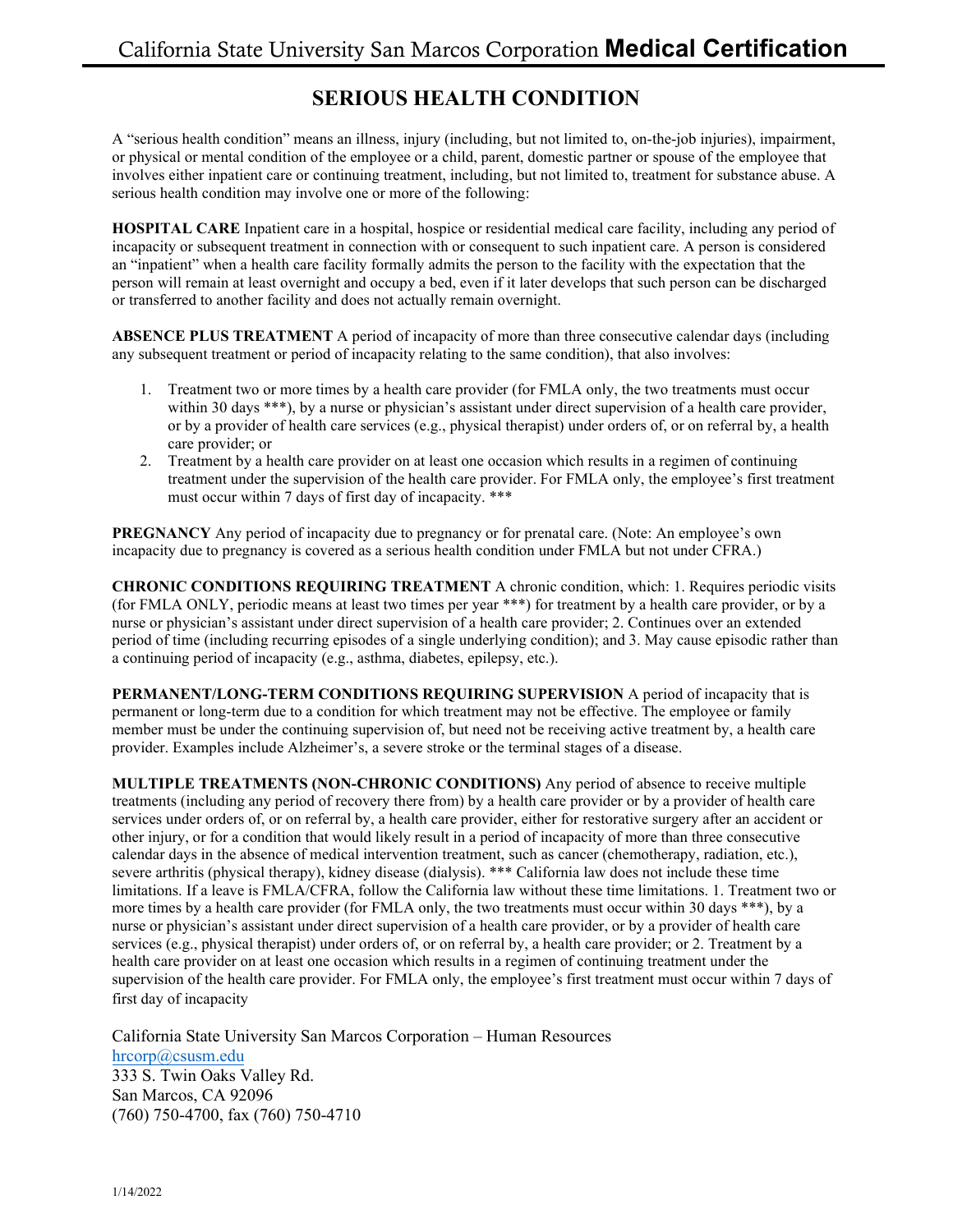# SERIOUS HEALTH CONDITION

A "serious health condition" means an illness, injury (including, but not limited to, on-the-job injuries), impairment, or physical or mental condition of the employee or a child, parent, domestic partner or spouse of the employee that involves either inpatient care or continuing treatment, including, but not limited to, treatment for substance abuse. A serious health condition may involve one or more of the following:

**HOSPITAL CARE** Inpatient care in a hospital, hospice or residential medical care facility, including any period of incapacity or subsequent treatment in connection with or consequent to such inpatient care. A person is considered an "inpatient" when a health care facility formally admits the person to the facility with the expectation that the person will remain at least overnight and occupy a bed, even if it later develops that such person can be discharged or transferred to another facility and does not actually remain overnight.

**ABSENCE PLUS TREATMENT** A period of incapacity of more than three consecutive calendar days (including any subsequent treatment or period of incapacity relating to the same condition), that also involves:

1. Treatment two or more times by a health care provider (for FMLA only, the two treatments must occur within 30 days ***), by a nurse or physician's assistant under direct supervision of a health care provider, or by a provider of health care services (e.g., physical therapist) under orders of, or on referral by, a health care provider; or
2. Treatment by a health care provider on at least one occasion which results in a regimen of continuing treatment under the supervision of the health care provider. For FMLA only, the employee's first treatment must occur within 7 days of first day of incapacity. ***

**PREGNANCY** Any period of incapacity due to pregnancy or for prenatal care. (Note: An employee's own incapacity due to pregnancy is covered as a serious health condition under FMLA but not under CFRA.)

**CHRONIC CONDITIONS REQUIRING TREATMENT** A chronic condition, which: 1. Requires periodic visits (for FMLA ONLY, periodic means at least two times per year ***) for treatment by a health care provider, or by a nurse or physician's assistant under direct supervision of a health care provider; 2. Continues over an extended period of time (including recurring episodes of a single underlying condition); and 3. May cause episodic rather than a continuing period of incapacity (e.g., asthma, diabetes, epilepsy, etc.).

**PERMANENT/LONG-TERM CONDITIONS REQUIRING SUPERVISION** A period of incapacity that is permanent or long-term due to a condition for which treatment may not be effective. The employee or family member must be under the continuing supervision of, but need not be receiving active treatment by, a health care provider. Examples include Alzheimer's, a severe stroke or the terminal stages of a disease.

**MULTIPLE TREATMENTS (NON-CHRONIC CONDITIONS)** Any period of absence to receive multiple treatments (including any period of recovery there from) by a health care provider or by a provider of health care services under orders of, or on referral by, a health care provider, either for restorative surgery after an accident or other injury, or for a condition that would likely result in a period of incapacity of more than three consecutive calendar days in the absence of medical intervention treatment, such as cancer (chemotherapy, radiation, etc.), severe arthritis (physical therapy), kidney disease (dialysis). *** California law does not include these time limitations. If a leave is FMLA/CFRA, follow the California law without these time limitations. 1. Treatment two or more times by a health care provider (for FMLA only, the two treatments must occur within 30 days ***), by a nurse or physician's assistant under direct supervision of a health care provider, or by a provider of health care services (e.g., physical therapist) under orders of, or on referral by, a health care provider; or 2. Treatment by a health care provider on at least one occasion which results in a regimen of continuing treatment under the supervision of the health care provider. For FMLA only, the employee's first treatment must occur within 7 days of first day of incapacity

California State University San Marcos Corporation – Human Resources
hrcorp@csusm.edu
333 S. Twin Oaks Valley Rd.
San Marcos, CA 92096
(760) 750-4700, fax (760) 750-4710

1/14/2022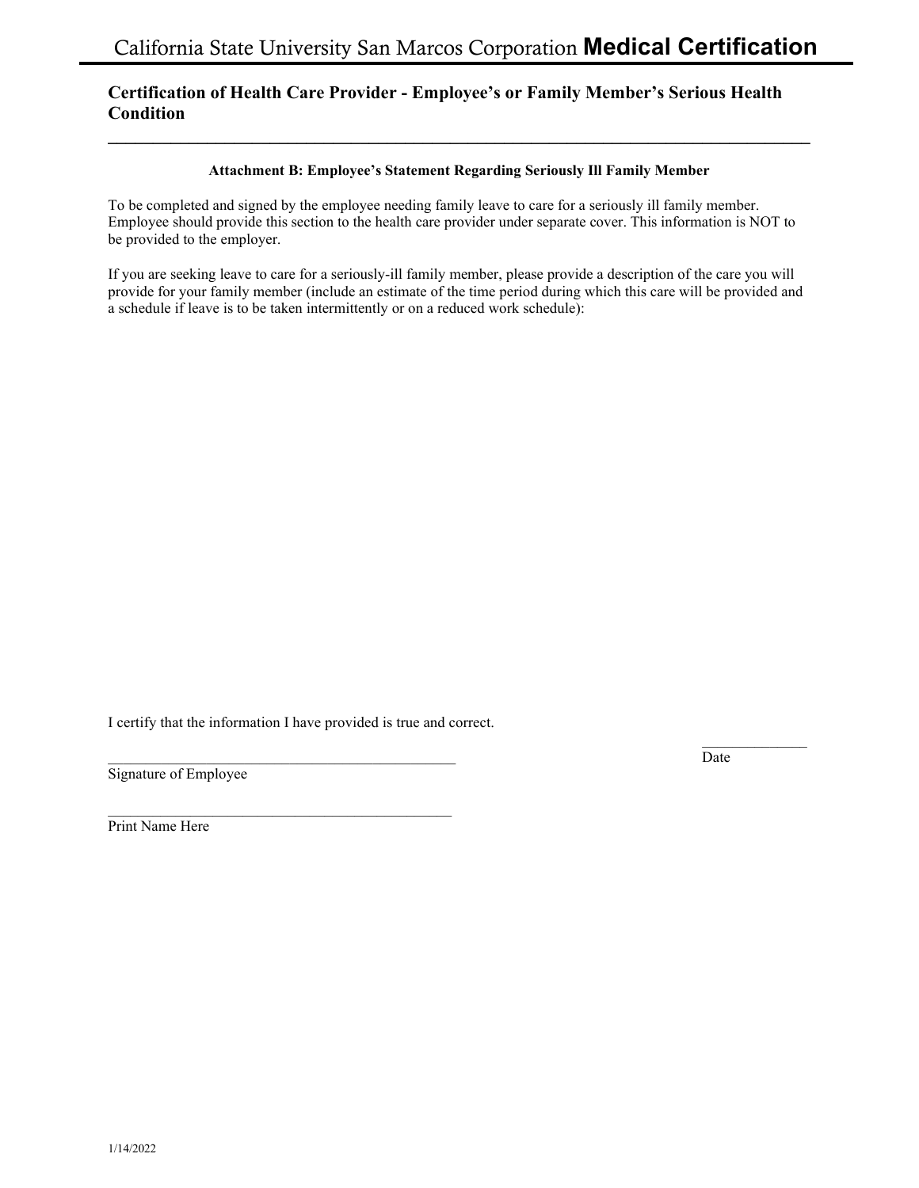California State University San Marcos Corporation **Medical Certification**

## Certification of Health Care Provider - Employee's or Family Member's Serious Health Condition

### Attachment B: Employee's Statement Regarding Seriously Ill Family Member

To be completed and signed by the employee needing family leave to care for a seriously ill family member. Employee should provide this section to the health care provider under separate cover. This information is NOT to be provided to the employer.

If you are seeking leave to care for a seriously-ill family member, please provide a description of the care you will provide for your family member (include an estimate of the time period during which this care will be provided and a schedule if leave is to be taken intermittently or on a reduced work schedule):

I certify that the information I have provided is true and correct.

_______________________________________________ ______________

Signature of Employee Date

_______________________________________________

Print Name Here

1/14/2022